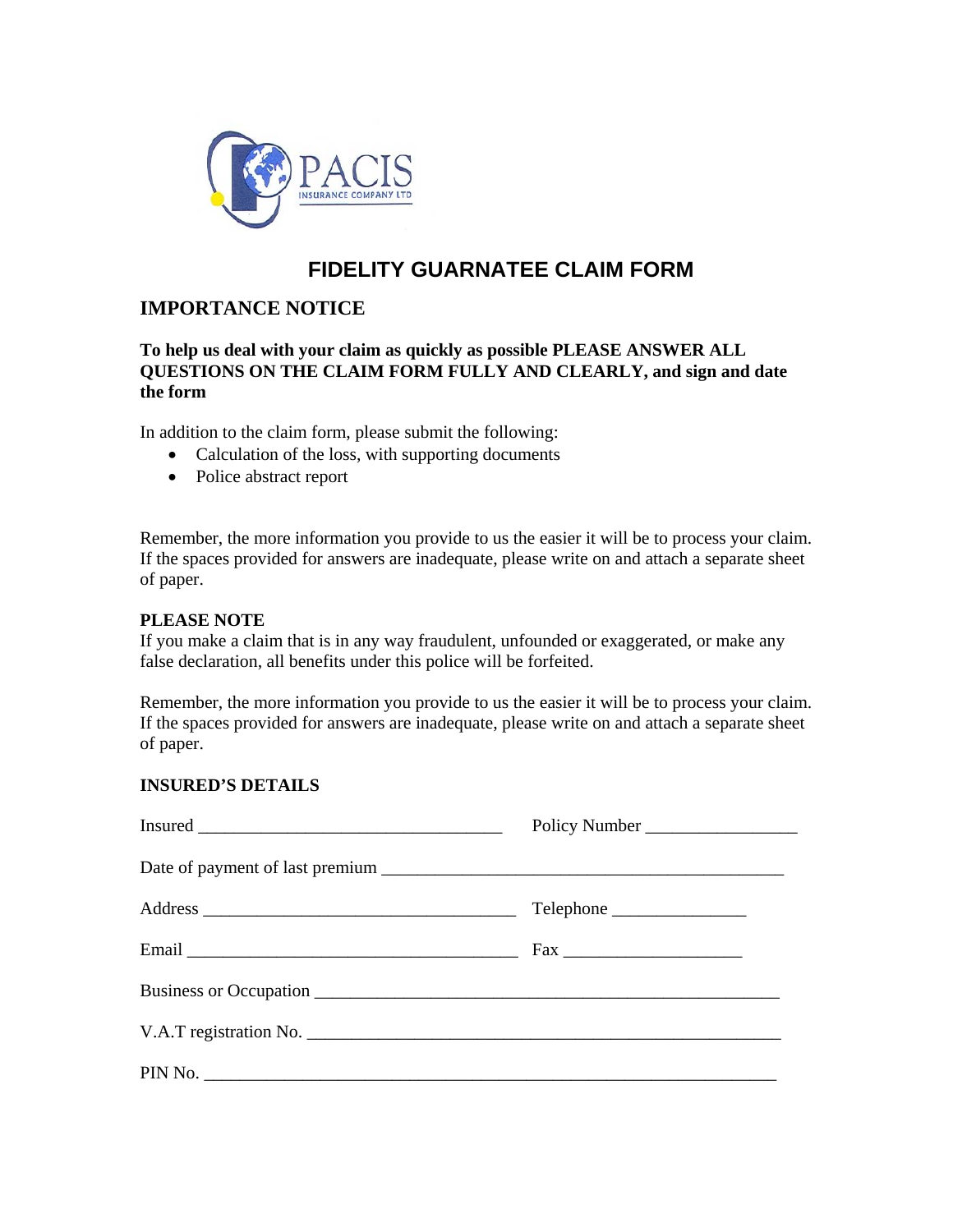PACIS INSURANCE COMPANY LTD

# FIDELITY GUARNATEE CLAIM FORM

## IMPORTANCE NOTICE

**To help us deal with your claim as quickly as possible PLEASE ANSWER ALL QUESTIONS ON THE CLAIM FORM FULLY AND CLEARLY, and sign and date the form**

In addition to the claim form, please submit the following:

- Calculation of the loss, with supporting documents
- Police abstract report

Remember, the more information you provide to us the easier it will be to process your claim. If the spaces provided for answers are inadequate, please write on and attach a separate sheet of paper.

**PLEASE NOTE**
If you make a claim that is in any way fraudulent, unfounded or exaggerated, or make any false declaration, all benefits under this police will be forfeited.

Remember, the more information you provide to us the easier it will be to process your claim. If the spaces provided for answers are inadequate, please write on and attach a separate sheet of paper.

**INSURED'S DETAILS**

Insured __________________________________ Policy Number _________________

Date of payment of last premium _____________________________________________

Address ___________________________________ Telephone _______________

Email _____________________________________ Fax ____________________

Business or Occupation ____________________________________________________

V.A.T registration No. _____________________________________________________

PIN No. ________________________________________________________________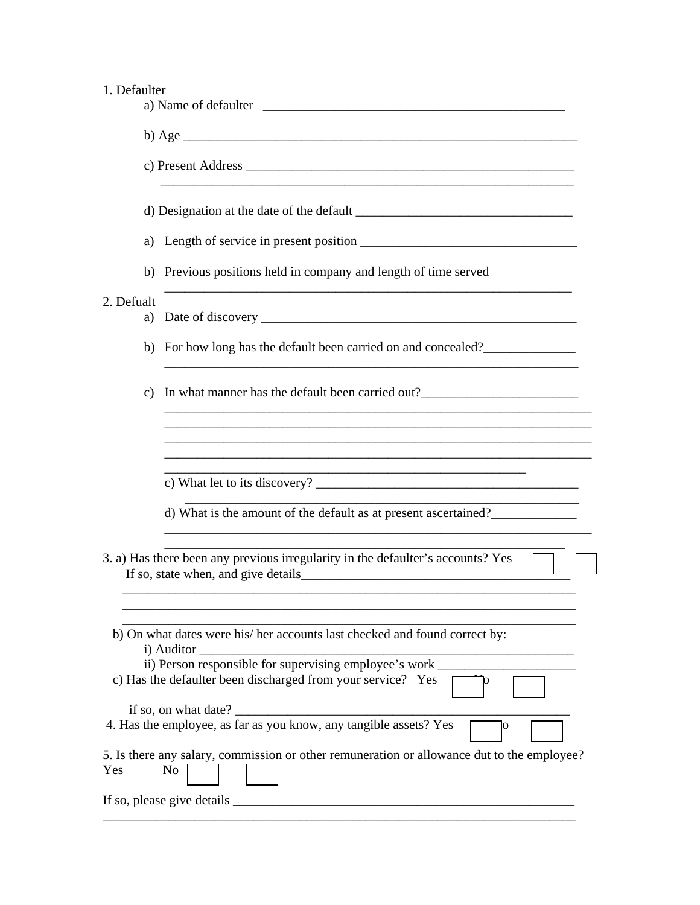1. Defaulter

   a) Name of defaulter \_\_\_\_\_\_\_\_\_\_\_\_\_\_\_\_\_\_\_\_\_\_\_\_\_\_\_\_\_\_\_\_\_\_\_\_\_\_\_\_\_\_\_\_\_\_\_\_

   b) Age \_\_\_\_\_\_\_\_\_\_\_\_\_\_\_\_\_\_\_\_\_\_\_\_\_\_\_\_\_\_\_\_\_\_\_\_\_\_\_\_\_\_\_\_\_\_\_\_\_\_\_\_\_\_\_\_\_\_\_\_\_\_\_

   c) Present Address \_\_\_\_\_\_\_\_\_\_\_\_\_\_\_\_\_\_\_\_\_\_\_\_\_\_\_\_\_\_\_\_\_\_\_\_\_\_\_\_\_\_\_\_\_\_\_\_\_\_\_\_\_\_
   \_\_\_\_\_\_\_\_\_\_\_\_\_\_\_\_\_\_\_\_\_\_\_\_\_\_\_\_\_\_\_\_\_\_\_\_\_\_\_\_\_\_\_\_\_\_\_\_\_\_\_\_\_\_\_\_\_\_\_\_\_\_\_\_\_

   d) Designation at the date of the default \_\_\_\_\_\_\_\_\_\_\_\_\_\_\_\_\_\_\_\_\_\_\_\_\_\_\_\_\_\_\_\_\_\_

   a) Length of service in present position \_\_\_\_\_\_\_\_\_\_\_\_\_\_\_\_\_\_\_\_\_\_\_\_\_\_\_\_\_\_\_\_\_\_

   b) Previous positions held in company and length of time served
   \_\_\_\_\_\_\_\_\_\_\_\_\_\_\_\_\_\_\_\_\_\_\_\_\_\_\_\_\_\_\_\_\_\_\_\_\_\_\_\_\_\_\_\_\_\_\_\_\_\_\_\_\_\_\_\_\_\_\_\_\_\_\_\_\_

2. Defualt

   a) Date of discovery \_\_\_\_\_\_\_\_\_\_\_\_\_\_\_\_\_\_\_\_\_\_\_\_\_\_\_\_\_\_\_\_\_\_\_\_\_\_\_\_\_\_\_\_\_\_\_\_\_\_\_\_

   b) For how long has the default been carried on and concealed?\_\_\_\_\_\_\_\_\_\_\_\_\_\_
   \_\_\_\_\_\_\_\_\_\_\_\_\_\_\_\_\_\_\_\_\_\_\_\_\_\_\_\_\_\_\_\_\_\_\_\_\_\_\_\_\_\_\_\_\_\_\_\_\_\_\_\_\_\_\_\_\_\_\_\_\_\_\_\_\_

   c) In what manner has the default been carried out?\_\_\_\_\_\_\_\_\_\_\_\_\_\_\_\_\_\_\_\_\_\_\_\_
   \_\_\_\_\_\_\_\_\_\_\_\_\_\_\_\_\_\_\_\_\_\_\_\_\_\_\_\_\_\_\_\_\_\_\_\_\_\_\_\_\_\_\_\_\_\_\_\_\_\_\_\_\_\_\_\_\_\_\_\_\_\_\_\_\_\_
   \_\_\_\_\_\_\_\_\_\_\_\_\_\_\_\_\_\_\_\_\_\_\_\_\_\_\_\_\_\_\_\_\_\_\_\_\_\_\_\_\_\_\_\_\_\_\_\_\_\_\_\_\_\_\_\_\_\_\_\_\_\_\_\_\_\_
   \_\_\_\_\_\_\_\_\_\_\_\_\_\_\_\_\_\_\_\_\_\_\_\_\_\_\_\_\_\_\_\_\_\_\_\_\_\_\_\_\_\_\_\_\_\_\_\_\_\_\_\_\_\_\_\_\_\_\_\_\_\_\_\_\_\_
   \_\_\_\_\_\_\_\_\_\_\_\_\_\_\_\_\_\_\_\_\_\_\_\_\_\_\_\_\_\_\_\_\_\_\_\_\_\_\_\_\_\_\_\_\_\_\_\_\_\_\_\_\_\_\_\_\_\_\_\_\_\_\_\_\_\_
   \_\_\_\_\_\_\_\_\_\_\_\_\_\_\_\_\_\_\_\_\_\_\_\_\_\_\_\_\_\_\_\_\_\_\_\_\_\_\_\_\_\_\_\_\_\_\_\_\_\_\_\_\_\_\_\_\_\_

   c) What let to its discovery? \_\_\_\_\_\_\_\_\_\_\_\_\_\_\_\_\_\_\_\_\_\_\_\_\_\_\_\_\_\_\_\_\_\_\_\_\_\_\_\_\_
   \_\_\_\_\_\_\_\_\_\_\_\_\_\_\_\_\_\_\_\_\_\_\_\_\_\_\_\_\_\_\_\_\_\_\_\_\_\_\_\_\_\_\_\_\_\_\_\_\_\_\_\_\_\_\_\_\_\_\_\_\_\_

   d) What is the amount of the default as at present ascertained?\_\_\_\_\_\_\_\_\_\_\_\_\_
   \_\_\_\_\_\_\_\_\_\_\_\_\_\_\_\_\_\_\_\_\_\_\_\_\_\_\_\_\_\_\_\_\_\_\_\_\_\_\_\_\_\_\_\_\_\_\_\_\_\_\_\_\_\_\_\_\_\_\_\_\_\_\_\_\_\_
   \_\_\_\_\_\_\_\_\_\_\_\_\_\_\_\_\_\_\_\_\_\_\_\_\_\_\_\_\_\_\_\_\_\_\_\_\_\_\_\_\_\_\_\_\_\_\_\_\_\_\_\_\_\_\_\_\_\_\_\_\_\_\_

3. a) Has there been any previous irregularity in the defaulter's accounts? Yes ☐ ☐

   If so, state when, and give details\_\_\_\_\_\_\_\_\_\_\_\_\_\_\_\_\_\_\_\_\_\_\_\_\_\_\_\_\_\_\_\_\_\_\_\_\_\_\_\_\_\_
   \_\_\_\_\_\_\_\_\_\_\_\_\_\_\_\_\_\_\_\_\_\_\_\_\_\_\_\_\_\_\_\_\_\_\_\_\_\_\_\_\_\_\_\_\_\_\_\_\_\_\_\_\_\_\_\_\_\_\_\_\_\_\_\_\_\_\_\_\_\_
   \_\_\_\_\_\_\_\_\_\_\_\_\_\_\_\_\_\_\_\_\_\_\_\_\_\_\_\_\_\_\_\_\_\_\_\_\_\_\_\_\_\_\_\_\_\_\_\_\_\_\_\_\_\_\_\_\_\_\_\_\_\_\_\_\_\_\_\_\_\_
   \_\_\_\_\_\_\_\_\_\_\_\_\_\_\_\_\_\_\_\_\_\_\_\_\_\_\_\_\_\_\_\_\_\_\_\_\_\_\_\_\_\_\_\_\_\_\_\_\_\_\_\_\_\_\_\_\_\_\_\_\_\_\_\_\_\_\_\_\_\_

   b) On what dates were his/ her accounts last checked and found correct by:

   i) Auditor \_\_\_\_\_\_\_\_\_\_\_\_\_\_\_\_\_\_\_\_\_\_\_\_\_\_\_\_\_\_\_\_\_\_\_\_\_\_\_\_\_\_\_\_\_\_\_\_\_\_\_\_\_\_\_\_\_\_\_\_\_

   ii) Person responsible for supervising employee's work \_\_\_\_\_\_\_\_\_\_\_\_\_\_\_\_\_\_\_\_\_

   c) Has the defaulter been discharged from your service? Yes ☐ No ☐

   if so, on what date? \_\_\_\_\_\_\_\_\_\_\_\_\_\_\_\_\_\_\_\_\_\_\_\_\_\_\_\_\_\_\_\_\_\_\_\_\_\_\_\_\_\_\_\_\_\_\_\_\_\_\_\_\_\_

4. Has the employee, as far as you know, any tangible assets? Yes ☐ No ☐

5. Is there any salary, commission or other remuneration or allowance dut to the employee?

   Yes No ☐ ☐

   If so, please give details \_\_\_\_\_\_\_\_\_\_\_\_\_\_\_\_\_\_\_\_\_\_\_\_\_\_\_\_\_\_\_\_\_\_\_\_\_\_\_\_\_\_\_\_\_\_\_\_\_\_\_\_\_\_\_
   \_\_\_\_\_\_\_\_\_\_\_\_\_\_\_\_\_\_\_\_\_\_\_\_\_\_\_\_\_\_\_\_\_\_\_\_\_\_\_\_\_\_\_\_\_\_\_\_\_\_\_\_\_\_\_\_\_\_\_\_\_\_\_\_\_\_\_\_\_\_\_\_\_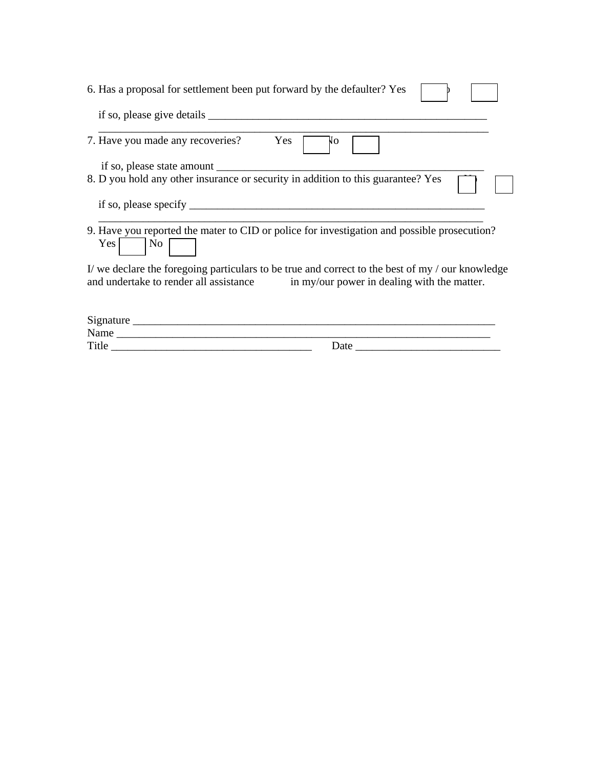6. Has a proposal for settlement been put forward by the defaulter? Yes ☐ No ☐

   if so, please give details ____________________________________________________
   ______________________________________________________________________

7. Have you made any recoveries? Yes ☐ No ☐

   if so, please state amount _________________________________________________

8. D you hold any other insurance or security in addition to this guarantee? Yes ☐ No ☐

   if so, please specify _________________________________________________________
   ______________________________________________________________________

9. Have you reported the mater to CID or police for investigation and possible prosecution?
   Yes ☐ No ☐

I/ we declare the foregoing particulars to be true and correct to the best of my / our knowledge and undertake to render all assistance in my/our power in dealing with the matter.

Signature ________________________________________________________________
Name ___________________________________________________________________
Title ___________________________________ Date __________________________